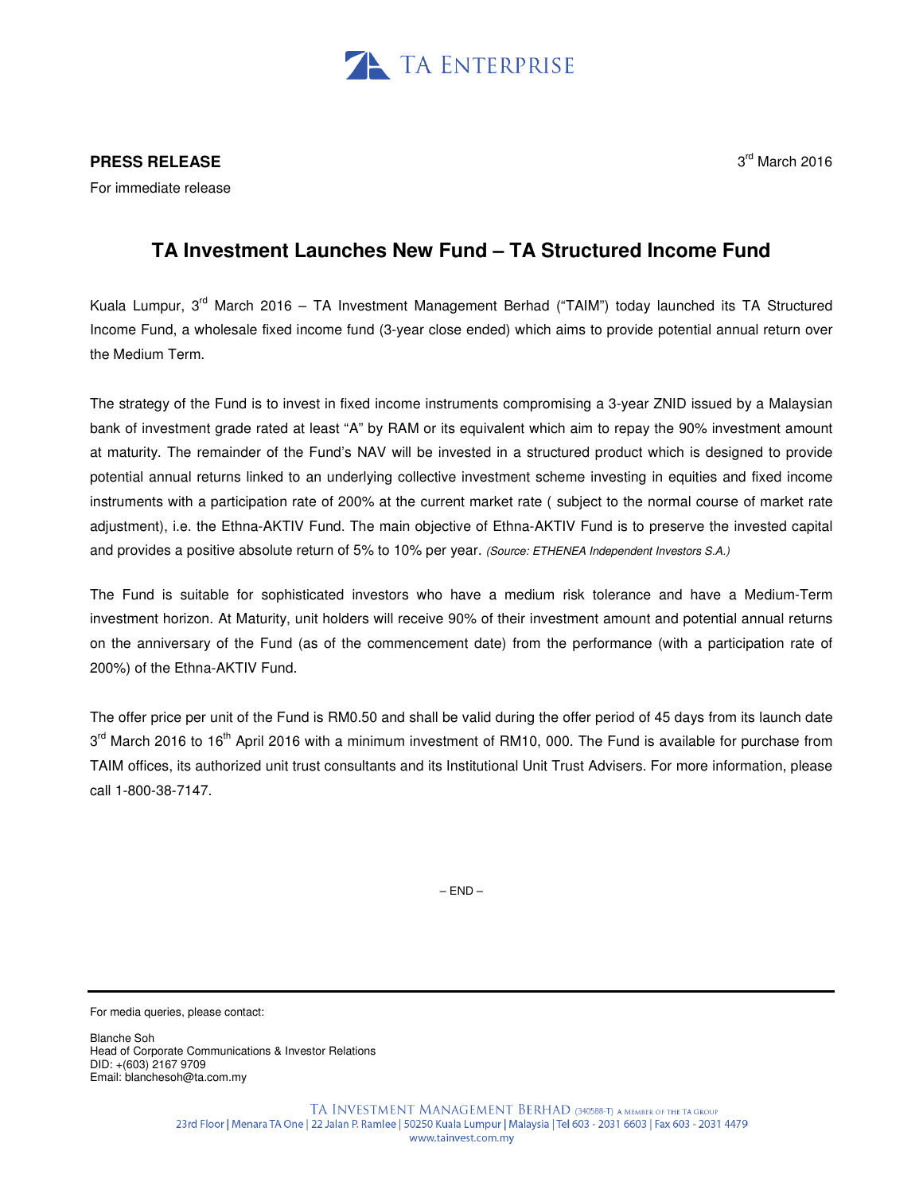TA ENTERPRISE

**PRESS RELEASE**

For immediate release

3rd March 2016

# TA Investment Launches New Fund – TA Structured Income Fund

Kuala Lumpur, 3rd March 2016 – TA Investment Management Berhad ("TAIM") today launched its TA Structured Income Fund, a wholesale fixed income fund (3-year close ended) which aims to provide potential annual return over the Medium Term.

The strategy of the Fund is to invest in fixed income instruments compromising a 3-year ZNID issued by a Malaysian bank of investment grade rated at least "A" by RAM or its equivalent which aim to repay the 90% investment amount at maturity. The remainder of the Fund's NAV will be invested in a structured product which is designed to provide potential annual returns linked to an underlying collective investment scheme investing in equities and fixed income instruments with a participation rate of 200% at the current market rate ( subject to the normal course of market rate adjustment), i.e. the Ethna-AKTIV Fund. The main objective of Ethna-AKTIV Fund is to preserve the invested capital and provides a positive absolute return of 5% to 10% per year. *(Source: ETHENEA Independent Investors S.A.)*

The Fund is suitable for sophisticated investors who have a medium risk tolerance and have a Medium-Term investment horizon. At Maturity, unit holders will receive 90% of their investment amount and potential annual returns on the anniversary of the Fund (as of the commencement date) from the performance (with a participation rate of 200%) of the Ethna-AKTIV Fund.

The offer price per unit of the Fund is RM0.50 and shall be valid during the offer period of 45 days from its launch date 3rd March 2016 to 16th April 2016 with a minimum investment of RM10, 000. The Fund is available for purchase from TAIM offices, its authorized unit trust consultants and its Institutional Unit Trust Advisers. For more information, please call 1-800-38-7147.

– END –

For media queries, please contact:

Blanche Soh
Head of Corporate Communications & Investor Relations
DID: +(603) 2167 9709
Email: blanchesoh@ta.com.my

TA INVESTMENT MANAGEMENT BERHAD (340588-T) A MEMBER OF THE TA GROUP
23rd Floor | Menara TA One | 22 Jalan P. Ramlee | 50250 Kuala Lumpur | Malaysia | Tel 603 - 2031 6603 | Fax 603 - 2031 4479
www.tainvest.com.my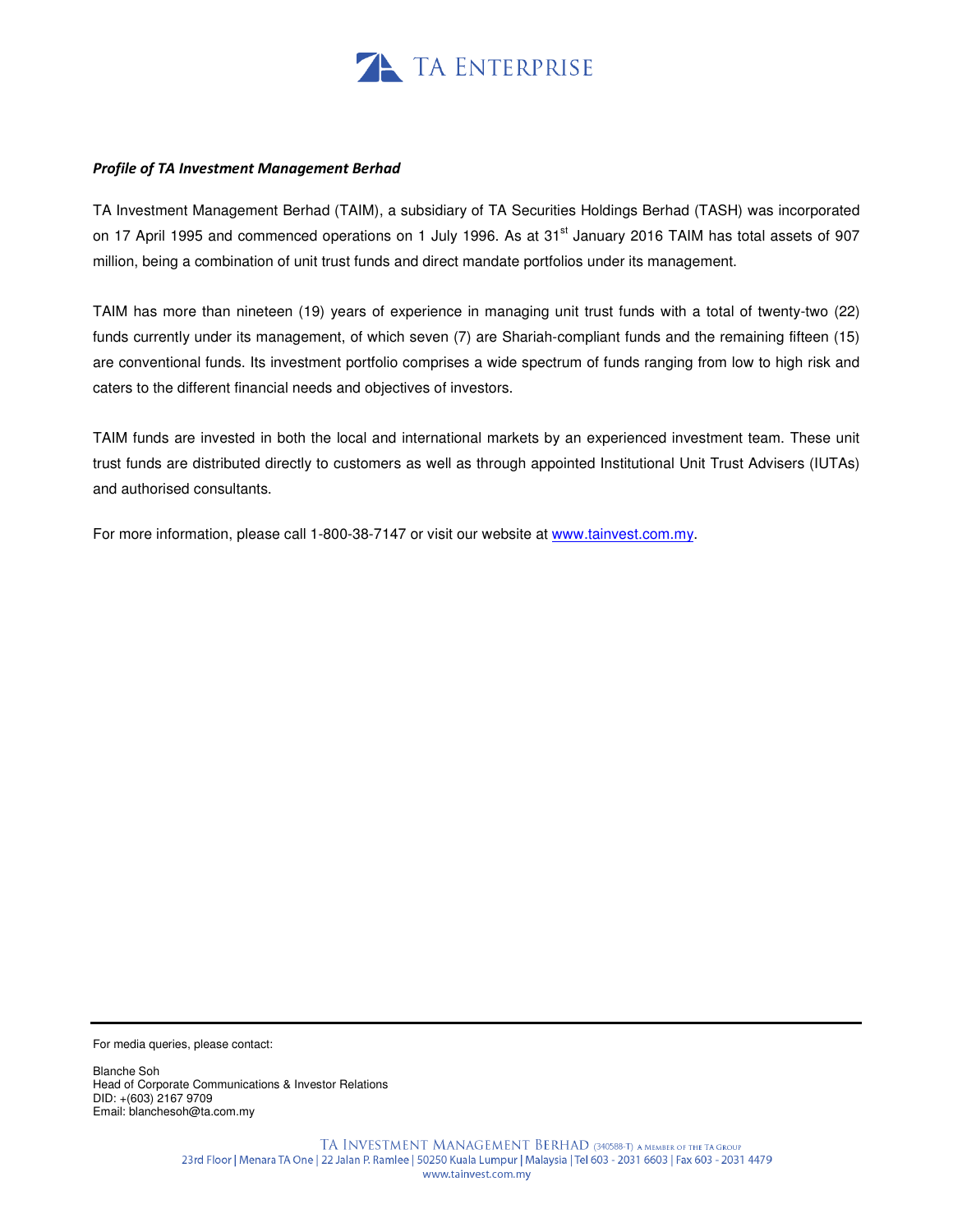***Profile of TA Investment Management Berhad***

TA Investment Management Berhad (TAIM), a subsidiary of TA Securities Holdings Berhad (TASH) was incorporated on 17 April 1995 and commenced operations on 1 July 1996. As at 31st January 2016 TAIM has total assets of 907 million, being a combination of unit trust funds and direct mandate portfolios under its management.

TAIM has more than nineteen (19) years of experience in managing unit trust funds with a total of twenty-two (22) funds currently under its management, of which seven (7) are Shariah-compliant funds and the remaining fifteen (15) are conventional funds. Its investment portfolio comprises a wide spectrum of funds ranging from low to high risk and caters to the different financial needs and objectives of investors.

TAIM funds are invested in both the local and international markets by an experienced investment team. These unit trust funds are distributed directly to customers as well as through appointed Institutional Unit Trust Advisers (IUTAs) and authorised consultants.

For more information, please call 1-800-38-7147 or visit our website at www.tainvest.com.my.

---

For media queries, please contact:

Blanche Soh
Head of Corporate Communications & Investor Relations
DID: +(603) 2167 9709
Email: blanchesoh@ta.com.my